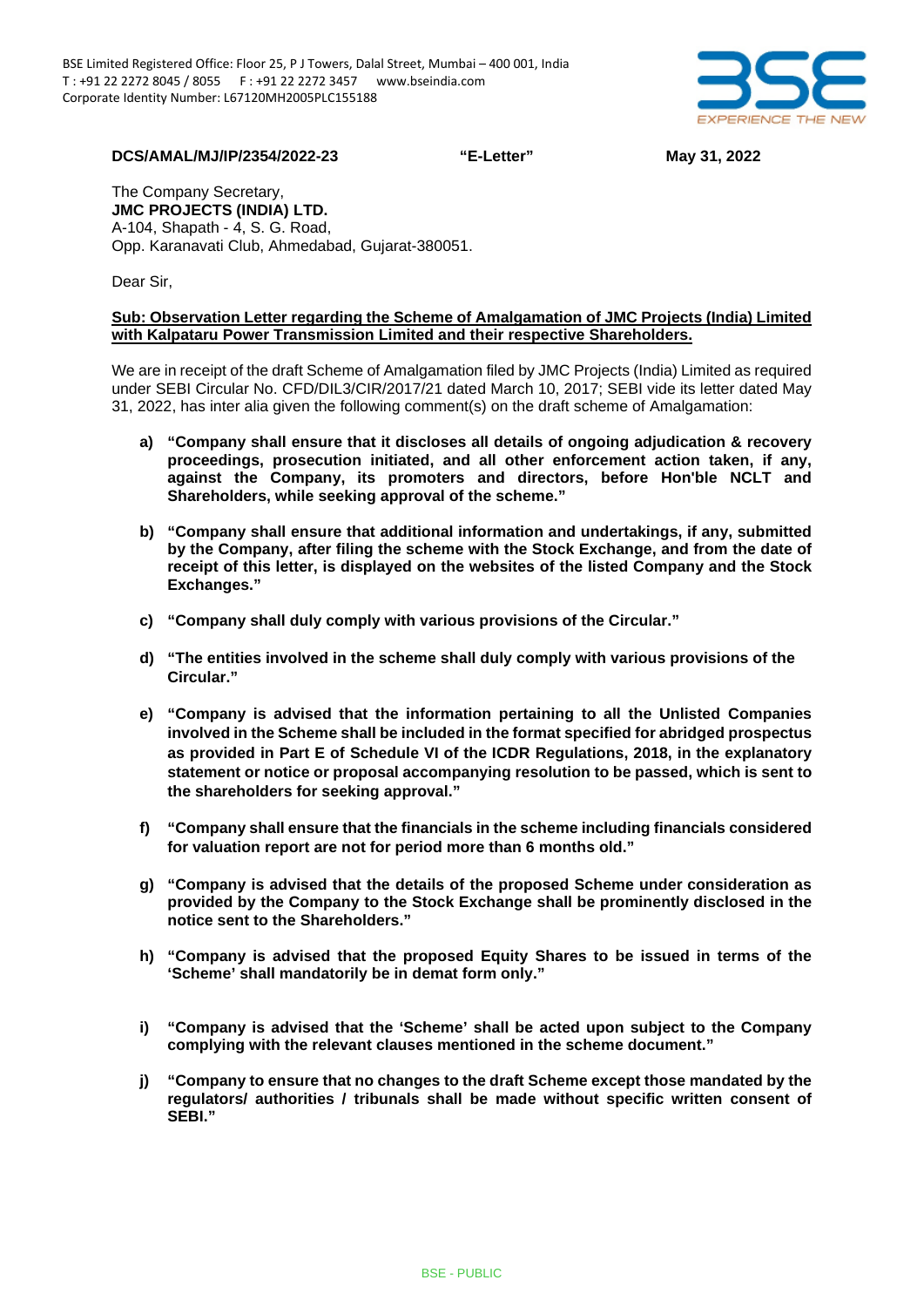BSE Limited Registered Office: Floor 25, P J Towers, Dalal Street, Mumbai – 400 001, India
T : +91 22 2272 8045 / 8055 F : +91 22 2272 3457 www.bseindia.com
Corporate Identity Number: L67120MH2005PLC155188

**DCS/AMAL/MJ/IP/2354/2022-23** **"E-Letter"** **May 31, 2022**

The Company Secretary,
**JMC PROJECTS (INDIA) LTD.**
A-104, Shapath - 4, S. G. Road,
Opp. Karanavati Club, Ahmedabad, Gujarat-380051.

Dear Sir,

**Sub: Observation Letter regarding the Scheme of Amalgamation of JMC Projects (India) Limited with Kalpataru Power Transmission Limited and their respective Shareholders.**

We are in receipt of the draft Scheme of Amalgamation filed by JMC Projects (India) Limited as required under SEBI Circular No. CFD/DIL3/CIR/2017/21 dated March 10, 2017; SEBI vide its letter dated May 31, 2022, has inter alia given the following comment(s) on the draft scheme of Amalgamation:

a) **"Company shall ensure that it discloses all details of ongoing adjudication & recovery proceedings, prosecution initiated, and all other enforcement action taken, if any, against the Company, its promoters and directors, before Hon'ble NCLT and Shareholders, while seeking approval of the scheme."**

b) **"Company shall ensure that additional information and undertakings, if any, submitted by the Company, after filing the scheme with the Stock Exchange, and from the date of receipt of this letter, is displayed on the websites of the listed Company and the Stock Exchanges."**

c) **"Company shall duly comply with various provisions of the Circular."**

d) **"The entities involved in the scheme shall duly comply with various provisions of the Circular."**

e) **"Company is advised that the information pertaining to all the Unlisted Companies involved in the Scheme shall be included in the format specified for abridged prospectus as provided in Part E of Schedule VI of the ICDR Regulations, 2018, in the explanatory statement or notice or proposal accompanying resolution to be passed, which is sent to the shareholders for seeking approval."**

f) **"Company shall ensure that the financials in the scheme including financials considered for valuation report are not for period more than 6 months old."**

g) **"Company is advised that the details of the proposed Scheme under consideration as provided by the Company to the Stock Exchange shall be prominently disclosed in the notice sent to the Shareholders."**

h) **"Company is advised that the proposed Equity Shares to be issued in terms of the 'Scheme' shall mandatorily be in demat form only."**

i) **"Company is advised that the 'Scheme' shall be acted upon subject to the Company complying with the relevant clauses mentioned in the scheme document."**

j) **"Company to ensure that no changes to the draft Scheme except those mandated by the regulators/ authorities / tribunals shall be made without specific written consent of SEBI."**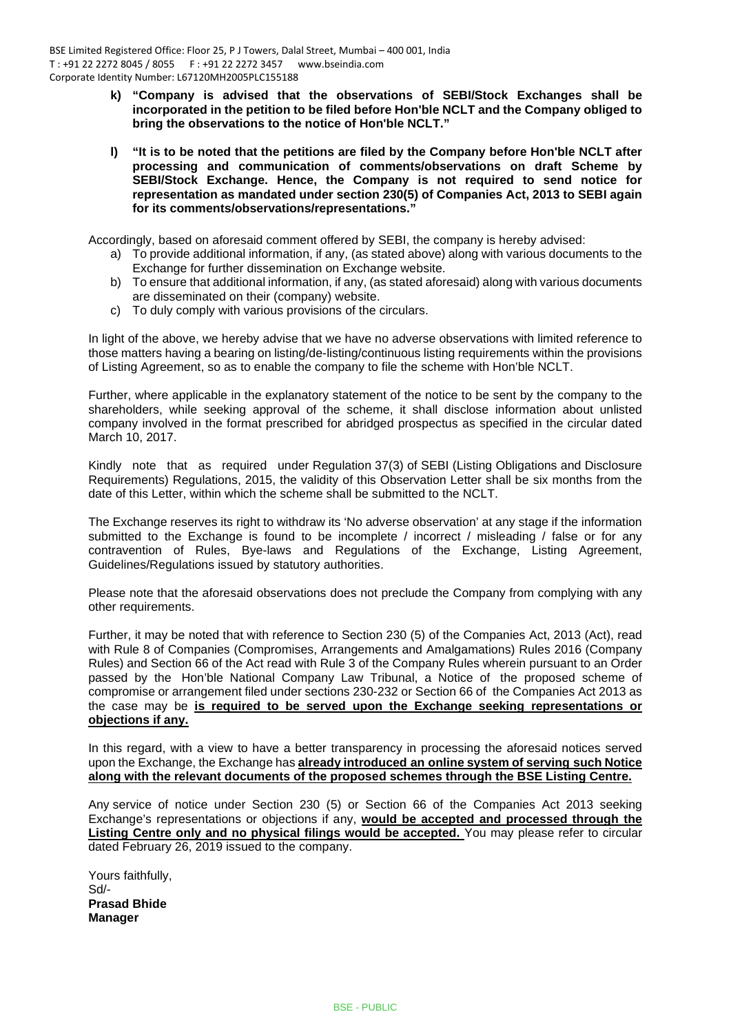k) **"Company is advised that the observations of SEBI/Stock Exchanges shall be incorporated in the petition to be filed before Hon'ble NCLT and the Company obliged to bring the observations to the notice of Hon'ble NCLT."**

l) **"It is to be noted that the petitions are filed by the Company before Hon'ble NCLT after processing and communication of comments/observations on draft Scheme by SEBI/Stock Exchange. Hence, the Company is not required to send notice for representation as mandated under section 230(5) of Companies Act, 2013 to SEBI again for its comments/observations/representations."**

Accordingly, based on aforesaid comment offered by SEBI, the company is hereby advised:

a) To provide additional information, if any, (as stated above) along with various documents to the Exchange for further dissemination on Exchange website.
b) To ensure that additional information, if any, (as stated aforesaid) along with various documents are disseminated on their (company) website.
c) To duly comply with various provisions of the circulars.

In light of the above, we hereby advise that we have no adverse observations with limited reference to those matters having a bearing on listing/de-listing/continuous listing requirements within the provisions of Listing Agreement, so as to enable the company to file the scheme with Hon'ble NCLT.

Further, where applicable in the explanatory statement of the notice to be sent by the company to the shareholders, while seeking approval of the scheme, it shall disclose information about unlisted company involved in the format prescribed for abridged prospectus as specified in the circular dated March 10, 2017.

Kindly note that as required under Regulation 37(3) of SEBI (Listing Obligations and Disclosure Requirements) Regulations, 2015, the validity of this Observation Letter shall be six months from the date of this Letter, within which the scheme shall be submitted to the NCLT.

The Exchange reserves its right to withdraw its 'No adverse observation' at any stage if the information submitted to the Exchange is found to be incomplete / incorrect / misleading / false or for any contravention of Rules, Bye-laws and Regulations of the Exchange, Listing Agreement, Guidelines/Regulations issued by statutory authorities.

Please note that the aforesaid observations does not preclude the Company from complying with any other requirements.

Further, it may be noted that with reference to Section 230 (5) of the Companies Act, 2013 (Act), read with Rule 8 of Companies (Compromises, Arrangements and Amalgamations) Rules 2016 (Company Rules) and Section 66 of the Act read with Rule 3 of the Company Rules wherein pursuant to an Order passed by the Hon'ble National Company Law Tribunal, a Notice of the proposed scheme of compromise or arrangement filed under sections 230-232 or Section 66 of the Companies Act 2013 as the case may be **is required to be served upon the Exchange seeking representations or objections if any.**

In this regard, with a view to have a better transparency in processing the aforesaid notices served upon the Exchange, the Exchange has **already introduced an online system of serving such Notice along with the relevant documents of the proposed schemes through the BSE Listing Centre.**

Any service of notice under Section 230 (5) or Section 66 of the Companies Act 2013 seeking Exchange's representations or objections if any, **would be accepted and processed through the Listing Centre only and no physical filings would be accepted.** You may please refer to circular dated February 26, 2019 issued to the company.

Yours faithfully,
Sd/-
**Prasad Bhide**
**Manager**